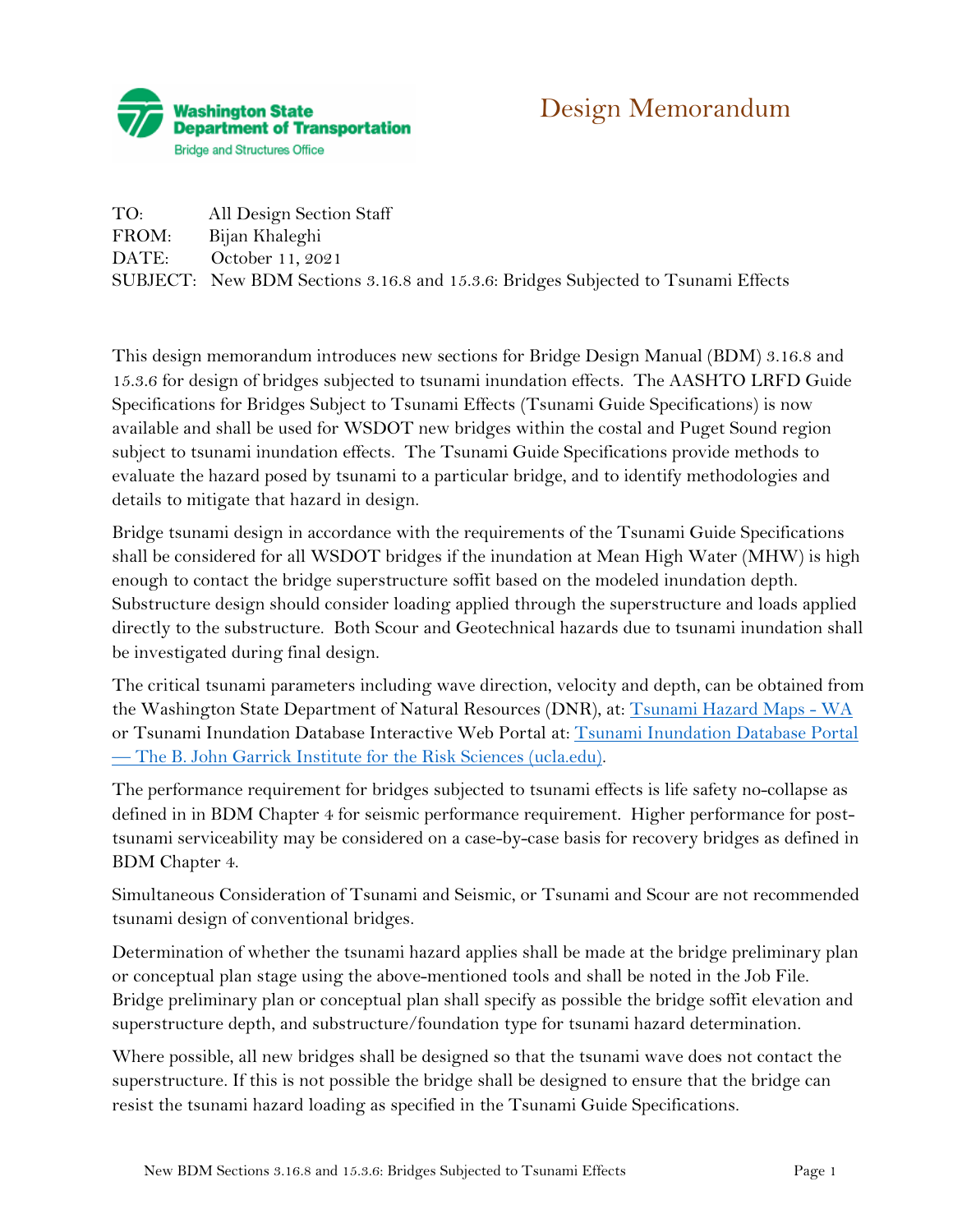Washington State Department of Transportation
Bridge and Structures Office

# Design Memorandum

TO: All Design Section Staff
FROM: Bijan Khaleghi
DATE: October 11, 2021
SUBJECT: New BDM Sections 3.16.8 and 15.3.6: Bridges Subjected to Tsunami Effects

This design memorandum introduces new sections for Bridge Design Manual (BDM) 3.16.8 and 15.3.6 for design of bridges subjected to tsunami inundation effects. The AASHTO LRFD Guide Specifications for Bridges Subject to Tsunami Effects (Tsunami Guide Specifications) is now available and shall be used for WSDOT new bridges within the costal and Puget Sound region subject to tsunami inundation effects. The Tsunami Guide Specifications provide methods to evaluate the hazard posed by tsunami to a particular bridge, and to identify methodologies and details to mitigate that hazard in design.

Bridge tsunami design in accordance with the requirements of the Tsunami Guide Specifications shall be considered for all WSDOT bridges if the inundation at Mean High Water (MHW) is high enough to contact the bridge superstructure soffit based on the modeled inundation depth. Substructure design should consider loading applied through the superstructure and loads applied directly to the substructure. Both Scour and Geotechnical hazards due to tsunami inundation shall be investigated during final design.

The critical tsunami parameters including wave direction, velocity and depth, can be obtained from the Washington State Department of Natural Resources (DNR), at: [Tsunami Hazard Maps - WA](#) or Tsunami Inundation Database Interactive Web Portal at: [Tsunami Inundation Database Portal — The B. John Garrick Institute for the Risk Sciences (ucla.edu)](#).

The performance requirement for bridges subjected to tsunami effects is life safety no-collapse as defined in in BDM Chapter 4 for seismic performance requirement. Higher performance for post-tsunami serviceability may be considered on a case-by-case basis for recovery bridges as defined in BDM Chapter 4.

Simultaneous Consideration of Tsunami and Seismic, or Tsunami and Scour are not recommended tsunami design of conventional bridges.

Determination of whether the tsunami hazard applies shall be made at the bridge preliminary plan or conceptual plan stage using the above-mentioned tools and shall be noted in the Job File. Bridge preliminary plan or conceptual plan shall specify as possible the bridge soffit elevation and superstructure depth, and substructure/foundation type for tsunami hazard determination.

Where possible, all new bridges shall be designed so that the tsunami wave does not contact the superstructure. If this is not possible the bridge shall be designed to ensure that the bridge can resist the tsunami hazard loading as specified in the Tsunami Guide Specifications.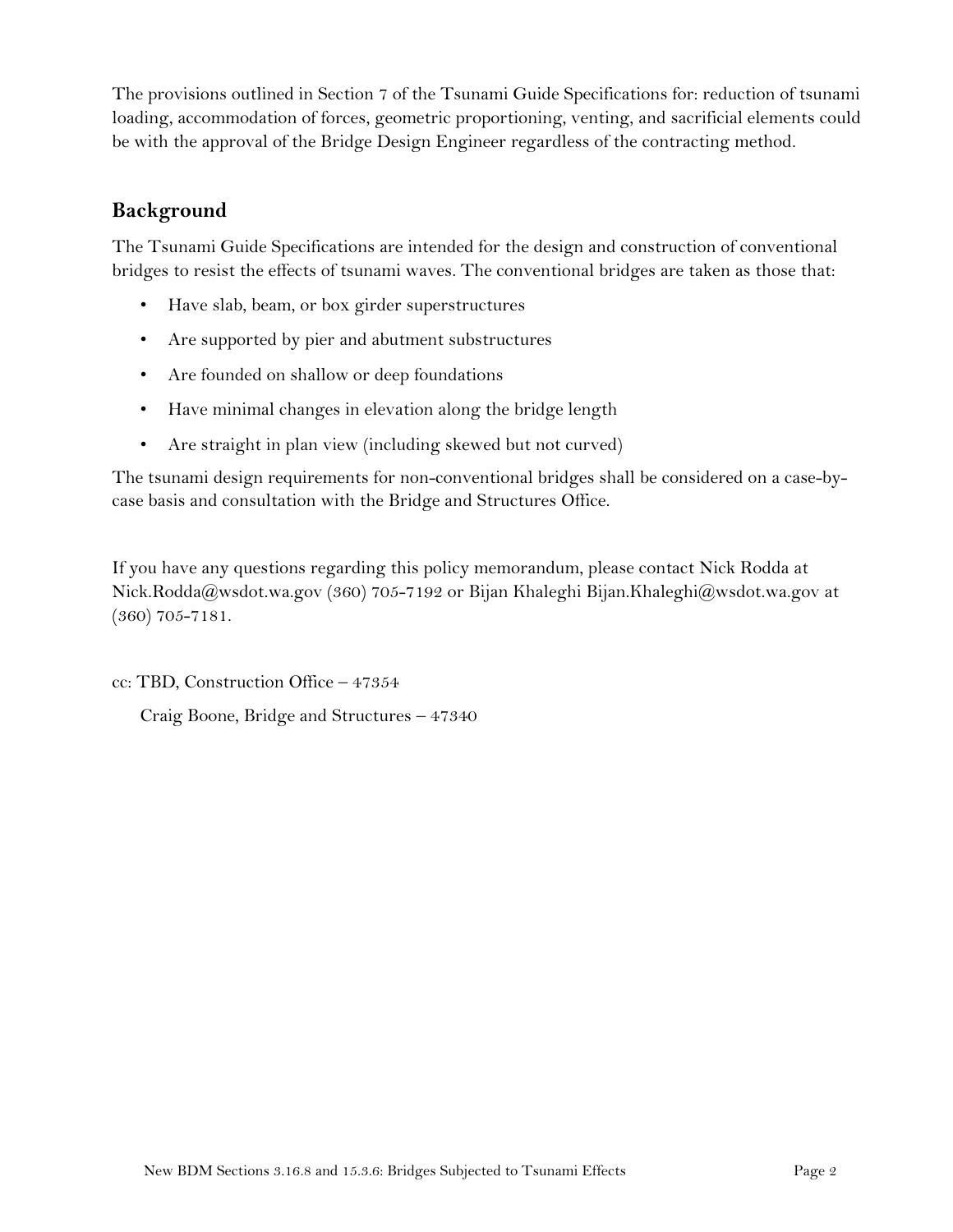The provisions outlined in Section 7 of the Tsunami Guide Specifications for: reduction of tsunami loading, accommodation of forces, geometric proportioning, venting, and sacrificial elements could be with the approval of the Bridge Design Engineer regardless of the contracting method.

## Background

The Tsunami Guide Specifications are intended for the design and construction of conventional bridges to resist the effects of tsunami waves. The conventional bridges are taken as those that:

- Have slab, beam, or box girder superstructures
- Are supported by pier and abutment substructures
- Are founded on shallow or deep foundations
- Have minimal changes in elevation along the bridge length
- Are straight in plan view (including skewed but not curved)

The tsunami design requirements for non-conventional bridges shall be considered on a case-by-case basis and consultation with the Bridge and Structures Office.

If you have any questions regarding this policy memorandum, please contact Nick Rodda at Nick.Rodda@wsdot.wa.gov (360) 705-7192 or Bijan Khaleghi Bijan.Khaleghi@wsdot.wa.gov at (360) 705-7181.

cc: TBD, Construction Office – 47354

Craig Boone, Bridge and Structures – 47340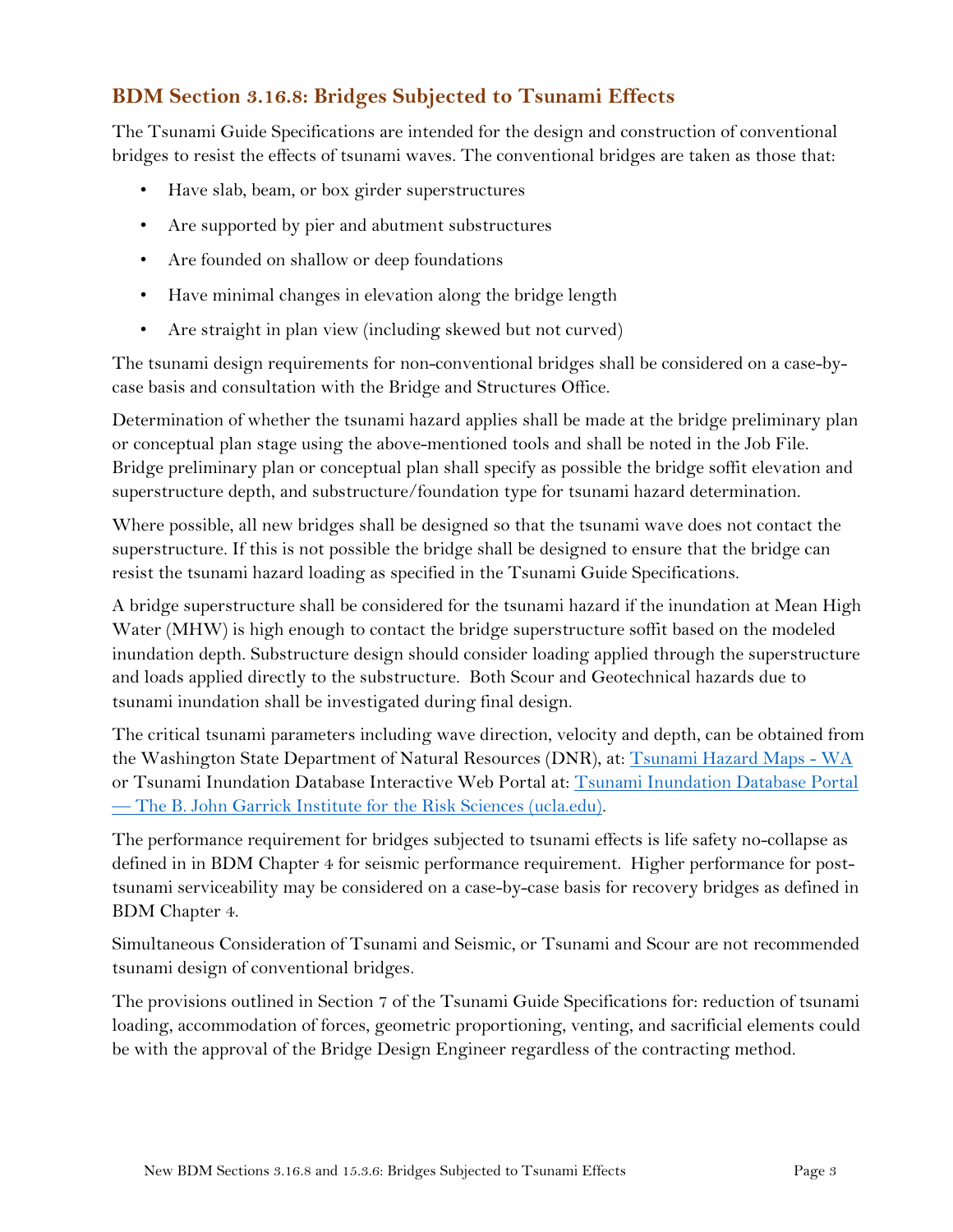## BDM Section 3.16.8: Bridges Subjected to Tsunami Effects

The Tsunami Guide Specifications are intended for the design and construction of conventional bridges to resist the effects of tsunami waves. The conventional bridges are taken as those that:

- Have slab, beam, or box girder superstructures
- Are supported by pier and abutment substructures
- Are founded on shallow or deep foundations
- Have minimal changes in elevation along the bridge length
- Are straight in plan view (including skewed but not curved)

The tsunami design requirements for non-conventional bridges shall be considered on a case-by-case basis and consultation with the Bridge and Structures Office.

Determination of whether the tsunami hazard applies shall be made at the bridge preliminary plan or conceptual plan stage using the above-mentioned tools and shall be noted in the Job File. Bridge preliminary plan or conceptual plan shall specify as possible the bridge soffit elevation and superstructure depth, and substructure/foundation type for tsunami hazard determination.

Where possible, all new bridges shall be designed so that the tsunami wave does not contact the superstructure. If this is not possible the bridge shall be designed to ensure that the bridge can resist the tsunami hazard loading as specified in the Tsunami Guide Specifications.

A bridge superstructure shall be considered for the tsunami hazard if the inundation at Mean High Water (MHW) is high enough to contact the bridge superstructure soffit based on the modeled inundation depth. Substructure design should consider loading applied through the superstructure and loads applied directly to the substructure. Both Scour and Geotechnical hazards due to tsunami inundation shall be investigated during final design.

The critical tsunami parameters including wave direction, velocity and depth, can be obtained from the Washington State Department of Natural Resources (DNR), at: [Tsunami Hazard Maps - WA] or Tsunami Inundation Database Interactive Web Portal at: [Tsunami Inundation Database Portal — The B. John Garrick Institute for the Risk Sciences (ucla.edu)].

The performance requirement for bridges subjected to tsunami effects is life safety no-collapse as defined in in BDM Chapter 4 for seismic performance requirement. Higher performance for post-tsunami serviceability may be considered on a case-by-case basis for recovery bridges as defined in BDM Chapter 4.

Simultaneous Consideration of Tsunami and Seismic, or Tsunami and Scour are not recommended tsunami design of conventional bridges.

The provisions outlined in Section 7 of the Tsunami Guide Specifications for: reduction of tsunami loading, accommodation of forces, geometric proportioning, venting, and sacrificial elements could be with the approval of the Bridge Design Engineer regardless of the contracting method.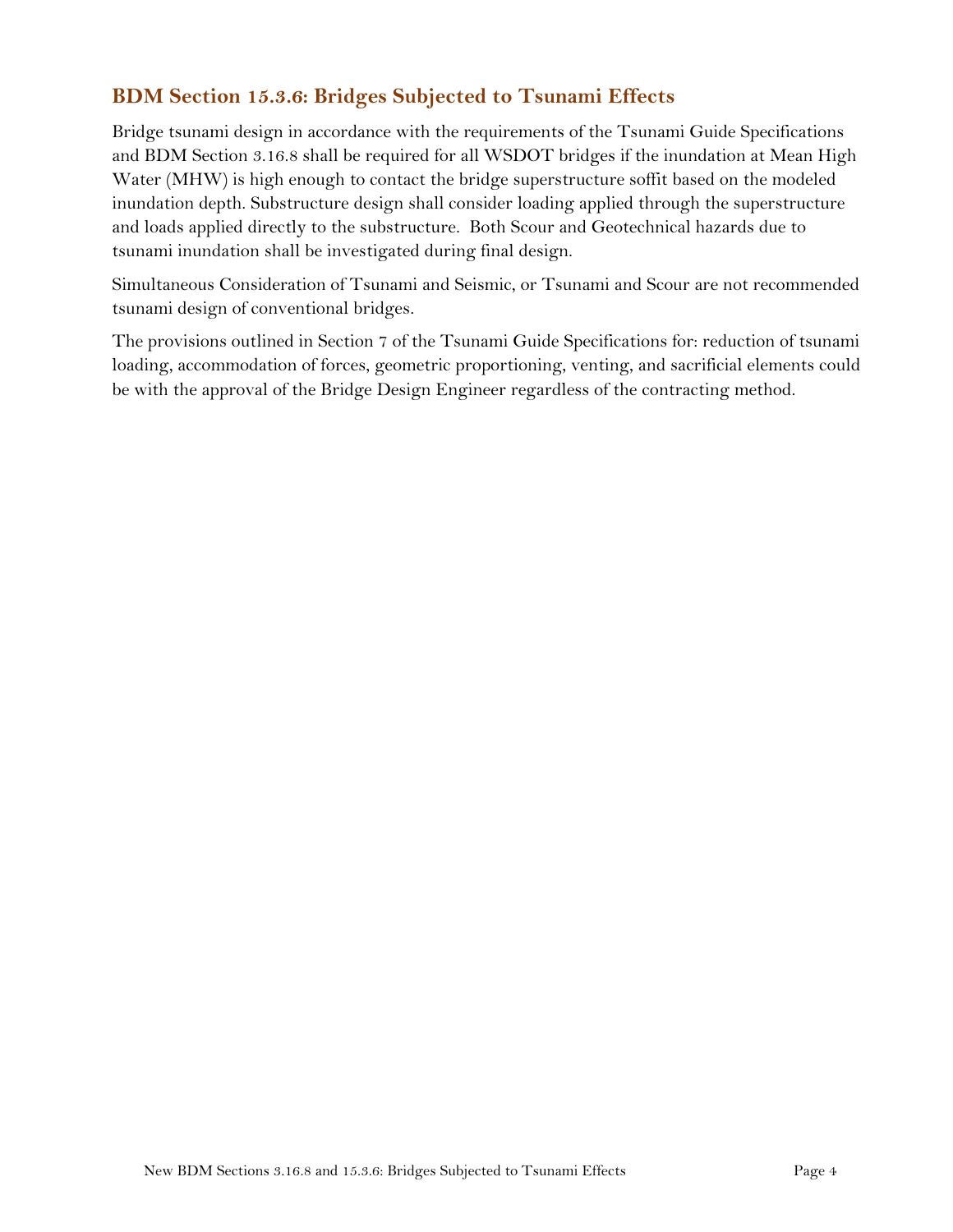## BDM Section 15.3.6: Bridges Subjected to Tsunami Effects

Bridge tsunami design in accordance with the requirements of the Tsunami Guide Specifications and BDM Section 3.16.8 shall be required for all WSDOT bridges if the inundation at Mean High Water (MHW) is high enough to contact the bridge superstructure soffit based on the modeled inundation depth. Substructure design shall consider loading applied through the superstructure and loads applied directly to the substructure. Both Scour and Geotechnical hazards due to tsunami inundation shall be investigated during final design.

Simultaneous Consideration of Tsunami and Seismic, or Tsunami and Scour are not recommended tsunami design of conventional bridges.

The provisions outlined in Section 7 of the Tsunami Guide Specifications for: reduction of tsunami loading, accommodation of forces, geometric proportioning, venting, and sacrificial elements could be with the approval of the Bridge Design Engineer regardless of the contracting method.